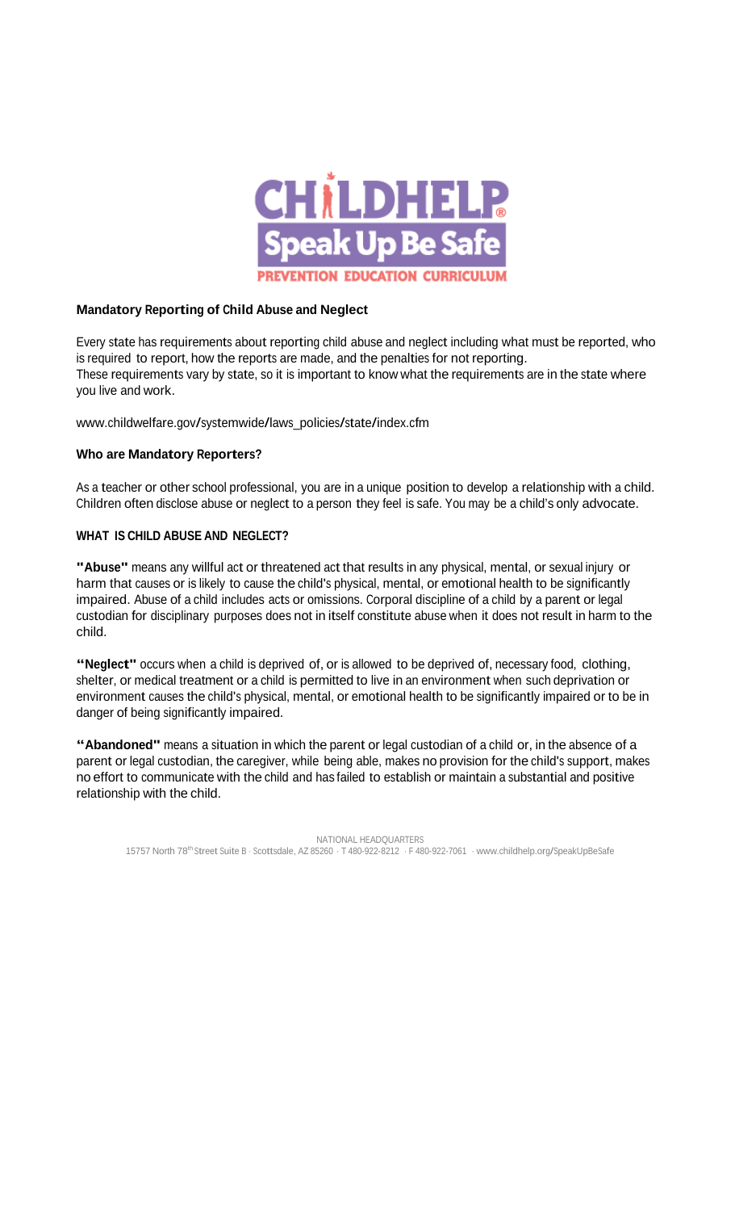# CHILDHELP Speak Up Be Safe

PREVENTION EDUCATION CURRICULUM

## Mandatory Reporting of Child Abuse and Neglect

Every state has requirements about reporting child abuse and neglect including what must be reported, who is required to report, how the reports are made, and the penalties for not reporting.
These requirements vary by state, so it is important to know what the requirements are in the state where you live and work.

www.childwelfare.gov/systemwide/laws_policies/state/index.cfm

## Who are Mandatory Reporters?

As a teacher or other school professional, you are in a unique position to develop a relationship with a child. Children often disclose abuse or neglect to a person they feel is safe. You may be a child's only advocate.

## WHAT IS CHILD ABUSE AND NEGLECT?

**"Abuse"** means any willful act or threatened act that results in any physical, mental, or sexual injury or harm that causes or is likely to cause the child's physical, mental, or emotional health to be significantly impaired. Abuse of a child includes acts or omissions. Corporal discipline of a child by a parent or legal custodian for disciplinary purposes does not in itself constitute abuse when it does not result in harm to the child.

**"Neglect"** occurs when a child is deprived of, or is allowed to be deprived of, necessary food, clothing, shelter, or medical treatment or a child is permitted to live in an environment when such deprivation or environment causes the child's physical, mental, or emotional health to be significantly impaired or to be in danger of being significantly impaired.

**"Abandoned"** means a situation in which the parent or legal custodian of a child or, in the absence of a parent or legal custodian, the caregiver, while being able, makes no provision for the child's support, makes no effort to communicate with the child and has failed to establish or maintain a substantial and positive relationship with the child.

NATIONAL HEADQUARTERS
15757 North 78th Street Suite B · Scottsdale, AZ 85260 · T 480-922-8212 · F 480-922-7061 · www.childhelp.org/SpeakUpBeSafe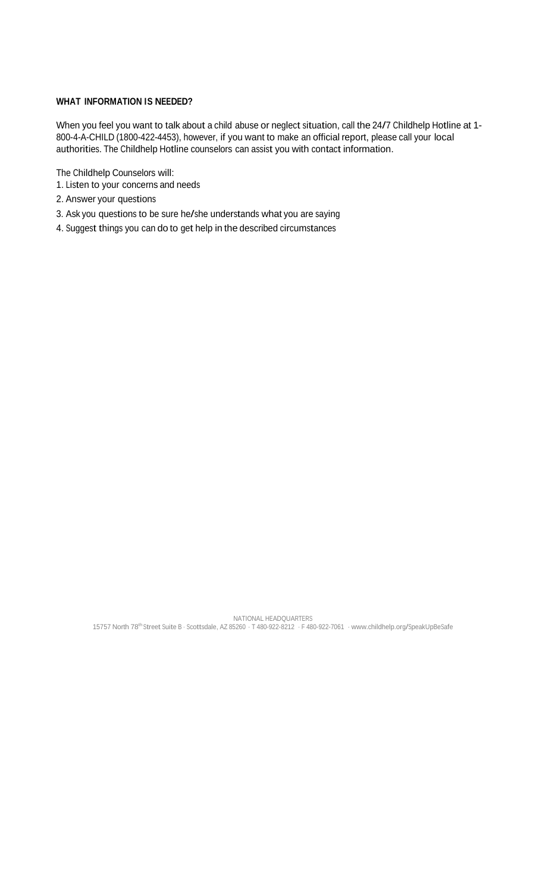**WHAT INFORMATION IS NEEDED?**

When you feel you want to talk about a child abuse or neglect situation, call the 24/7 Childhelp Hotline at 1-800-4-A-CHILD (1800-422-4453), however, if you want to make an official report, please call your local authorities. The Childhelp Hotline counselors can assist you with contact information.

The Childhelp Counselors will:

1. Listen to your concerns and needs
2. Answer your questions
3. Ask you questions to be sure he/she understands what you are saying
4. Suggest things you can do to get help in the described circumstances

NATIONAL HEADQUARTERS
15757 North 78th Street Suite B · Scottsdale, AZ 85260 · T 480-922-8212 · F 480-922-7061 · www.childhelp.org/SpeakUpBeSafe